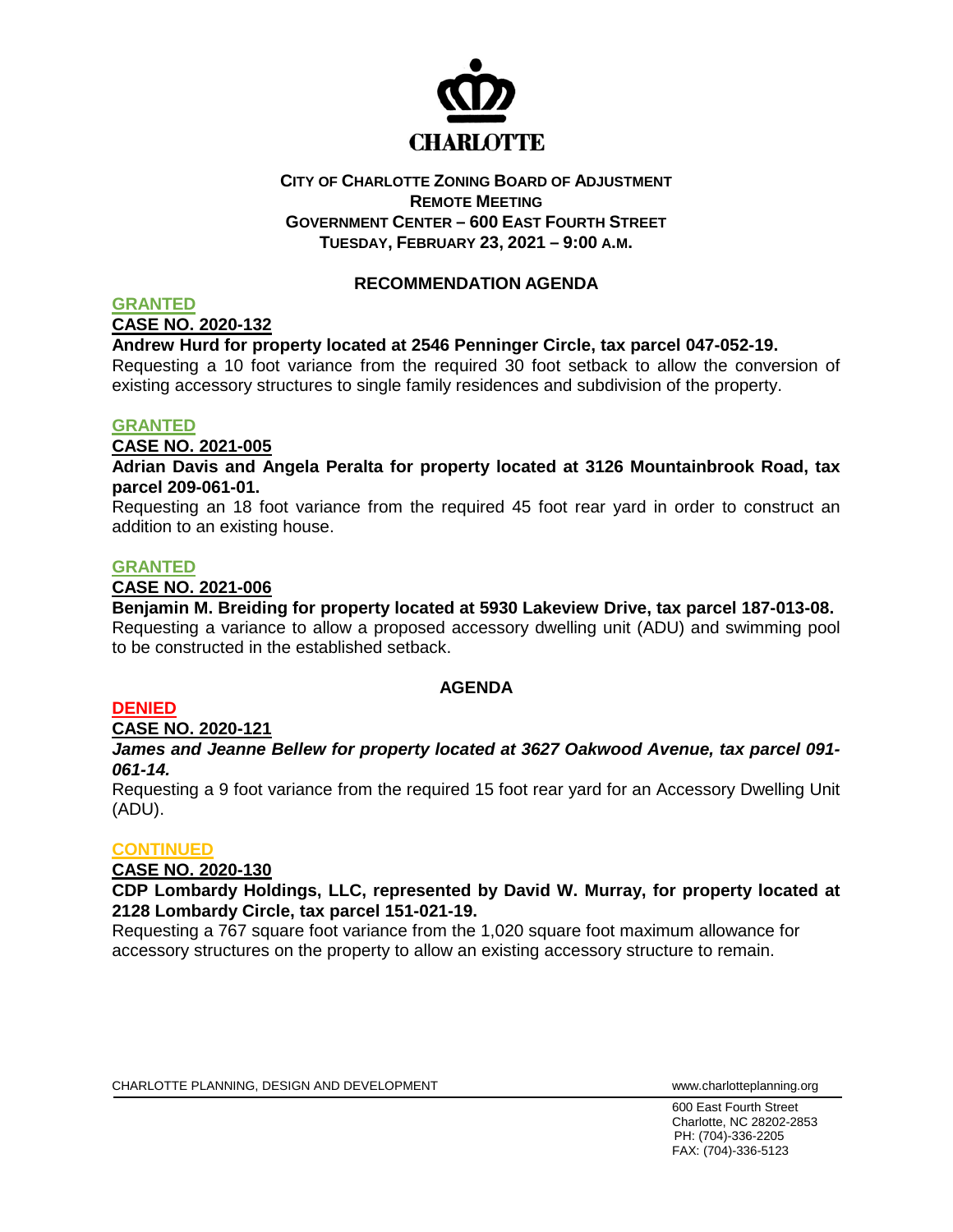CHARLOTTE

**CITY OF CHARLOTTE ZONING BOARD OF ADJUSTMENT**
**REMOTE MEETING**
**GOVERNMENT CENTER – 600 EAST FOURTH STREET**
**TUESDAY, FEBRUARY 23, 2021 – 9:00 A.M.**

## RECOMMENDATION AGENDA

**GRANTED**

**CASE NO. 2020-132**

**Andrew Hurd for property located at 2546 Penninger Circle, tax parcel 047-052-19.**
Requesting a 10 foot variance from the required 30 foot setback to allow the conversion of existing accessory structures to single family residences and subdivision of the property.

**GRANTED**

**CASE NO. 2021-005**

**Adrian Davis and Angela Peralta for property located at 3126 Mountainbrook Road, tax parcel 209-061-01.**
Requesting an 18 foot variance from the required 45 foot rear yard in order to construct an addition to an existing house.

**GRANTED**

**CASE NO. 2021-006**

**Benjamin M. Breiding for property located at 5930 Lakeview Drive, tax parcel 187-013-08.**
Requesting a variance to allow a proposed accessory dwelling unit (ADU) and swimming pool to be constructed in the established setback.

## AGENDA

**DENIED**

**CASE NO. 2020-121**

***James and Jeanne Bellew for property located at 3627 Oakwood Avenue, tax parcel 091-061-14.***
Requesting a 9 foot variance from the required 15 foot rear yard for an Accessory Dwelling Unit (ADU).

**CONTINUED**

**CASE NO. 2020-130**

**CDP Lombardy Holdings, LLC, represented by David W. Murray, for property located at 2128 Lombardy Circle, tax parcel 151-021-19.**
Requesting a 767 square foot variance from the 1,020 square foot maximum allowance for accessory structures on the property to allow an existing accessory structure to remain.

CHARLOTTE PLANNING, DESIGN AND DEVELOPMENT    www.charlotteplanning.org

600 East Fourth Street
Charlotte, NC 28202-2853
PH: (704)-336-2205
FAX: (704)-336-5123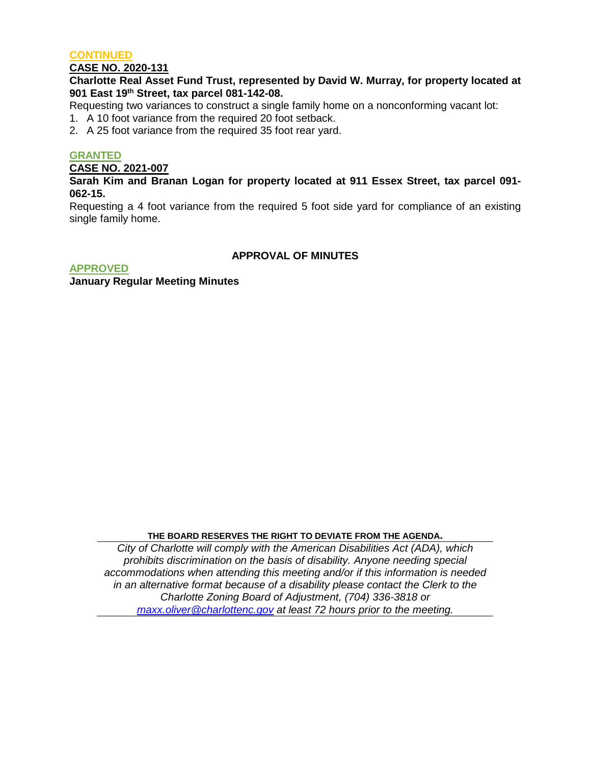**CONTINUED**

**CASE NO. 2020-131**

**Charlotte Real Asset Fund Trust, represented by David W. Murray, for property located at 901 East 19th Street, tax parcel 081-142-08.**

Requesting two variances to construct a single family home on a nonconforming vacant lot:

1. A 10 foot variance from the required 20 foot setback.
2. A 25 foot variance from the required 35 foot rear yard.

**GRANTED**

**CASE NO. 2021-007**

**Sarah Kim and Branan Logan for property located at 911 Essex Street, tax parcel 091-062-15.**

Requesting a 4 foot variance from the required 5 foot side yard for compliance of an existing single family home.

**APPROVAL OF MINUTES**

**APPROVED**

**January Regular Meeting Minutes**

**THE BOARD RESERVES THE RIGHT TO DEVIATE FROM THE AGENDA.**

*City of Charlotte will comply with the American Disabilities Act (ADA), which prohibits discrimination on the basis of disability. Anyone needing special accommodations when attending this meeting and/or if this information is needed in an alternative format because of a disability please contact the Clerk to the Charlotte Zoning Board of Adjustment, (704) 336-3818 or maxx.oliver@charlottenc.gov at least 72 hours prior to the meeting.*